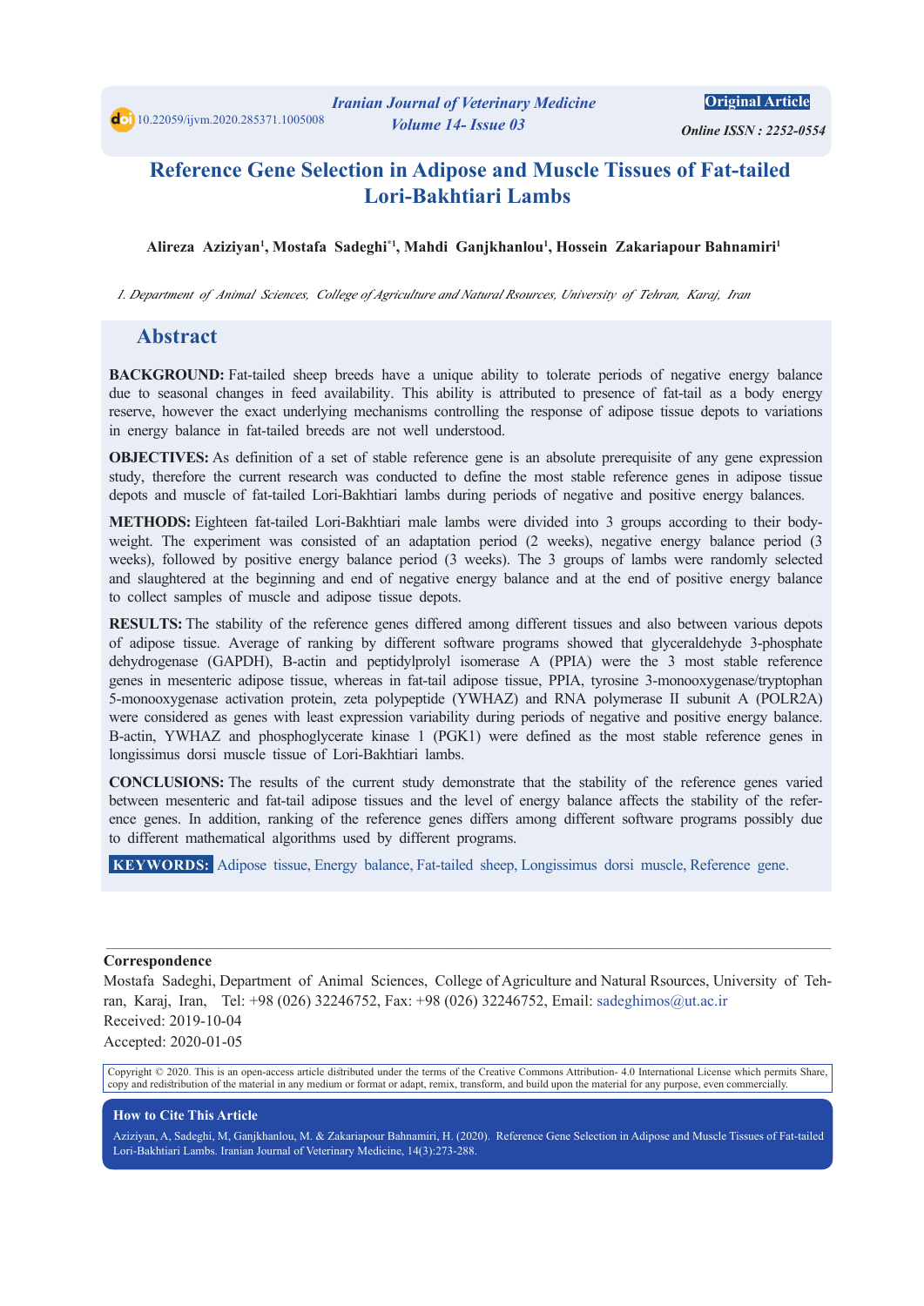10.22059/ijvm.2020.285371.1005008

Iranian Journal of Veterinary Medicine
Volume 14- Issue 03

**Original Article**

*Online ISSN : 2252-0554*

# Reference Gene Selection in Adipose and Muscle Tissues of Fat-tailed Lori-Bakhtiari Lambs

**Alireza Aziziyan[1], Mostafa Sadeghi[*1], Mahdi Ganjkhanlou[1], Hossein Zakariapour Bahnamiri[1]**

*1. Department of Animal Sciences, College of Agriculture and Natural Rsources, University of Tehran, Karaj, Iran*

## Abstract

**BACKGROUND:** Fat-tailed sheep breeds have a unique ability to tolerate periods of negative energy balance due to seasonal changes in feed availability. This ability is attributed to presence of fat-tail as a body energy reserve, however the exact underlying mechanisms controlling the response of adipose tissue depots to variations in energy balance in fat-tailed breeds are not well understood.

**OBJECTIVES:** As definition of a set of stable reference gene is an absolute prerequisite of any gene expression study, therefore the current research was conducted to define the most stable reference genes in adipose tissue depots and muscle of fat-tailed Lori-Bakhtiari lambs during periods of negative and positive energy balances.

**METHODS:** Eighteen fat-tailed Lori-Bakhtiari male lambs were divided into 3 groups according to their body-weight. The experiment was consisted of an adaptation period (2 weeks), negative energy balance period (3 weeks), followed by positive energy balance period (3 weeks). The 3 groups of lambs were randomly selected and slaughtered at the beginning and end of negative energy balance and at the end of positive energy balance to collect samples of muscle and adipose tissue depots.

**RESULTS:** The stability of the reference genes differed among different tissues and also between various depots of adipose tissue. Average of ranking by different software programs showed that glyceraldehyde 3-phosphate dehydrogenase (GAPDH), B-actin and peptidylprolyl isomerase A (PPIA) were the 3 most stable reference genes in mesenteric adipose tissue, whereas in fat-tail adipose tissue, PPIA, tyrosine 3-monooxygenase/tryptophan 5-monooxygenase activation protein, zeta polypeptide (YWHAZ) and RNA polymerase II subunit A (POLR2A) were considered as genes with least expression variability during periods of negative and positive energy balance. B-actin, YWHAZ and phosphoglycerate kinase 1 (PGK1) were defined as the most stable reference genes in longissimus dorsi muscle tissue of Lori-Bakhtiari lambs.

**CONCLUSIONS:** The results of the current study demonstrate that the stability of the reference genes varied between mesenteric and fat-tail adipose tissues and the level of energy balance affects the stability of the reference genes. In addition, ranking of the reference genes differs among different software programs possibly due to different mathematical algorithms used by different programs.

**KEYWORDS:** Adipose tissue, Energy balance, Fat-tailed sheep, Longissimus dorsi muscle, Reference gene.

---

**Correspondence**

Mostafa Sadeghi, Department of Animal Sciences, College of Agriculture and Natural Rsources, University of Tehran, Karaj, Iran, Tel: +98 (026) 32246752, Fax: +98 (026) 32246752, Email: sadeghimos@ut.ac.ir

Received: 2019-10-04

Accepted: 2020-01-05

Copyright © 2020. This is an open-access article distributed under the terms of the Creative Commons Attribution- 4.0 International License which permits Share, copy and redistribution of the material in any medium or format or adapt, remix, transform, and build upon the material for any purpose, even commercially.

**How to Cite This Article**

Aziziyan, A, Sadeghi, M, Ganjkhanlou, M. & Zakariapour Bahnamiri, H. (2020). Reference Gene Selection in Adipose and Muscle Tissues of Fat-tailed Lori-Bakhtiari Lambs. Iranian Journal of Veterinary Medicine, 14(3):273-288.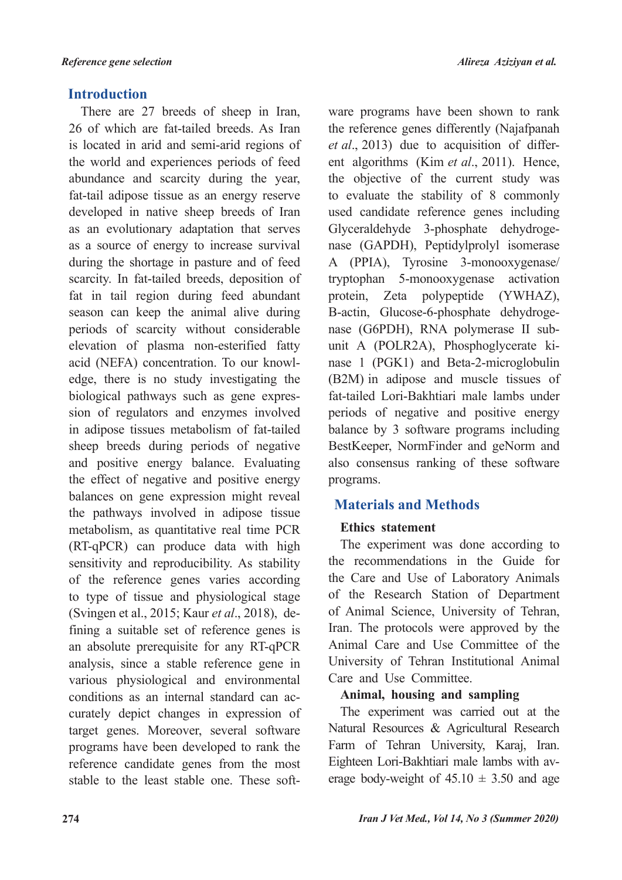## Introduction

There are 27 breeds of sheep in Iran, 26 of which are fat-tailed breeds. As Iran is located in arid and semi-arid regions of the world and experiences periods of feed abundance and scarcity during the year, fat-tail adipose tissue as an energy reserve developed in native sheep breeds of Iran as an evolutionary adaptation that serves as a source of energy to increase survival during the shortage in pasture and of feed scarcity. In fat-tailed breeds, deposition of fat in tail region during feed abundant season can keep the animal alive during periods of scarcity without considerable elevation of plasma non-esterified fatty acid (NEFA) concentration. To our knowledge, there is no study investigating the biological pathways such as gene expression of regulators and enzymes involved in adipose tissues metabolism of fat-tailed sheep breeds during periods of negative and positive energy balance. Evaluating the effect of negative and positive energy balances on gene expression might reveal the pathways involved in adipose tissue metabolism, as quantitative real time PCR (RT-qPCR) can produce data with high sensitivity and reproducibility. As stability of the reference genes varies according to type of tissue and physiological stage (Svingen et al., 2015; Kaur *et al*., 2018), defining a suitable set of reference genes is an absolute prerequisite for any RT-qPCR analysis, since a stable reference gene in various physiological and environmental conditions as an internal standard can accurately depict changes in expression of target genes. Moreover, several software programs have been developed to rank the reference candidate genes from the most stable to the least stable one. These software programs have been shown to rank the reference genes differently (Najafpanah *et al*., 2013) due to acquisition of different algorithms (Kim *et al*., 2011). Hence, the objective of the current study was to evaluate the stability of 8 commonly used candidate reference genes including Glyceraldehyde 3-phosphate dehydrogenase (GAPDH), Peptidylprolyl isomerase A (PPIA), Tyrosine 3-monooxygenase/tryptophan 5-monooxygenase activation protein, Zeta polypeptide (YWHAZ), B-actin, Glucose-6-phosphate dehydrogenase (G6PDH), RNA polymerase II subunit A (POLR2A), Phosphoglycerate kinase 1 (PGK1) and Beta-2-microglobulin (B2M) in adipose and muscle tissues of fat-tailed Lori-Bakhtiari male lambs under periods of negative and positive energy balance by 3 software programs including BestKeeper, NormFinder and geNorm and also consensus ranking of these software programs.

## Materials and Methods

### Ethics statement

The experiment was done according to the recommendations in the Guide for the Care and Use of Laboratory Animals of the Research Station of Department of Animal Science, University of Tehran, Iran. The protocols were approved by the Animal Care and Use Committee of the University of Tehran Institutional Animal Care and Use Committee.

### Animal, housing and sampling

The experiment was carried out at the Natural Resources & Agricultural Research Farm of Tehran University, Karaj, Iran. Eighteen Lori-Bakhtiari male lambs with average body-weight of 45.10 ± 3.50 and age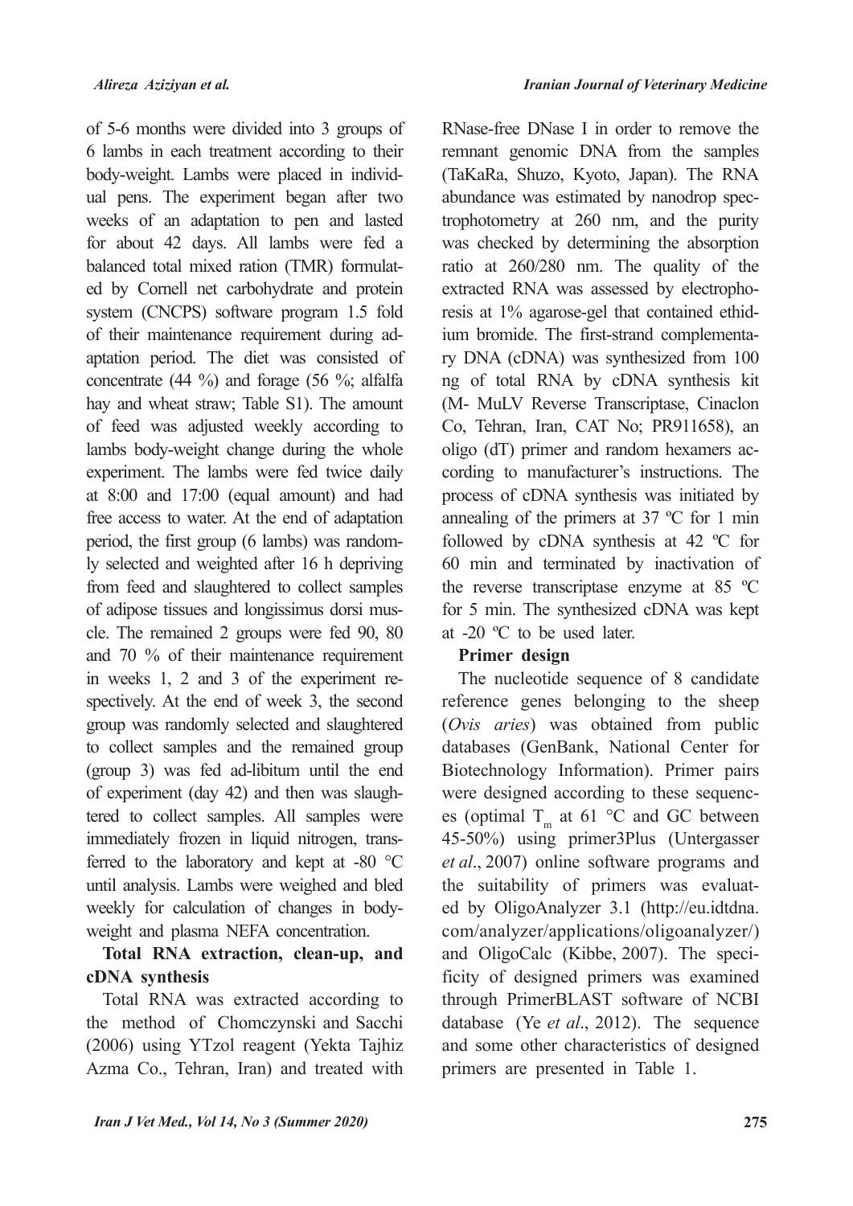of 5-6 months were divided into 3 groups of 6 lambs in each treatment according to their body-weight. Lambs were placed in individual pens. The experiment began after two weeks of an adaptation to pen and lasted for about 42 days. All lambs were fed a balanced total mixed ration (TMR) formulated by Cornell net carbohydrate and protein system (CNCPS) software program 1.5 fold of their maintenance requirement during adaptation period. The diet was consisted of concentrate (44 %) and forage (56 %; alfalfa hay and wheat straw; Table S1). The amount of feed was adjusted weekly according to lambs body-weight change during the whole experiment. The lambs were fed twice daily at 8:00 and 17:00 (equal amount) and had free access to water. At the end of adaptation period, the first group (6 lambs) was randomly selected and weighted after 16 h depriving from feed and slaughtered to collect samples of adipose tissues and longissimus dorsi muscle. The remained 2 groups were fed 90, 80 and 70 % of their maintenance requirement in weeks 1, 2 and 3 of the experiment respectively. At the end of week 3, the second group was randomly selected and slaughtered to collect samples and the remained group (group 3) was fed ad-libitum until the end of experiment (day 42) and then was slaughtered to collect samples. All samples were immediately frozen in liquid nitrogen, transferred to the laboratory and kept at -80 °C until analysis. Lambs were weighed and bled weekly for calculation of changes in body-weight and plasma NEFA concentration.

**Total RNA extraction, clean-up, and cDNA synthesis**

Total RNA was extracted according to the method of Chomczynski and Sacchi (2006) using YTzol reagent (Yekta Tajhiz Azma Co., Tehran, Iran) and treated with RNase-free DNase I in order to remove the remnant genomic DNA from the samples (TaKaRa, Shuzo, Kyoto, Japan). The RNA abundance was estimated by nanodrop spectrophotometry at 260 nm, and the purity was checked by determining the absorption ratio at 260/280 nm. The quality of the extracted RNA was assessed by electrophoresis at 1% agarose-gel that contained ethidium bromide. The first-strand complementary DNA (cDNA) was synthesized from 100 ng of total RNA by cDNA synthesis kit (M- MuLV Reverse Transcriptase, Cinaclon Co, Tehran, Iran, CAT No; PR911658), an oligo (dT) primer and random hexamers according to manufacturer's instructions. The process of cDNA synthesis was initiated by annealing of the primers at 37 ºC for 1 min followed by cDNA synthesis at 42 ºC for 60 min and terminated by inactivation of the reverse transcriptase enzyme at 85 ºC for 5 min. The synthesized cDNA was kept at -20 ºC to be used later.

**Primer design**

The nucleotide sequence of 8 candidate reference genes belonging to the sheep (*Ovis aries*) was obtained from public databases (GenBank, National Center for Biotechnology Information). Primer pairs were designed according to these sequences (optimal $T_m$ at 61 °C and GC between 45-50%) using primer3Plus (Untergasser *et al*., 2007) online software programs and the suitability of primers was evaluated by OligoAnalyzer 3.1 (http://eu.idtdna.com/analyzer/applications/oligoanalyzer/) and OligoCalc (Kibbe, 2007). The specificity of designed primers was examined through PrimerBLAST software of NCBI database (Ye *et al*., 2012). The sequence and some other characteristics of designed primers are presented in Table 1.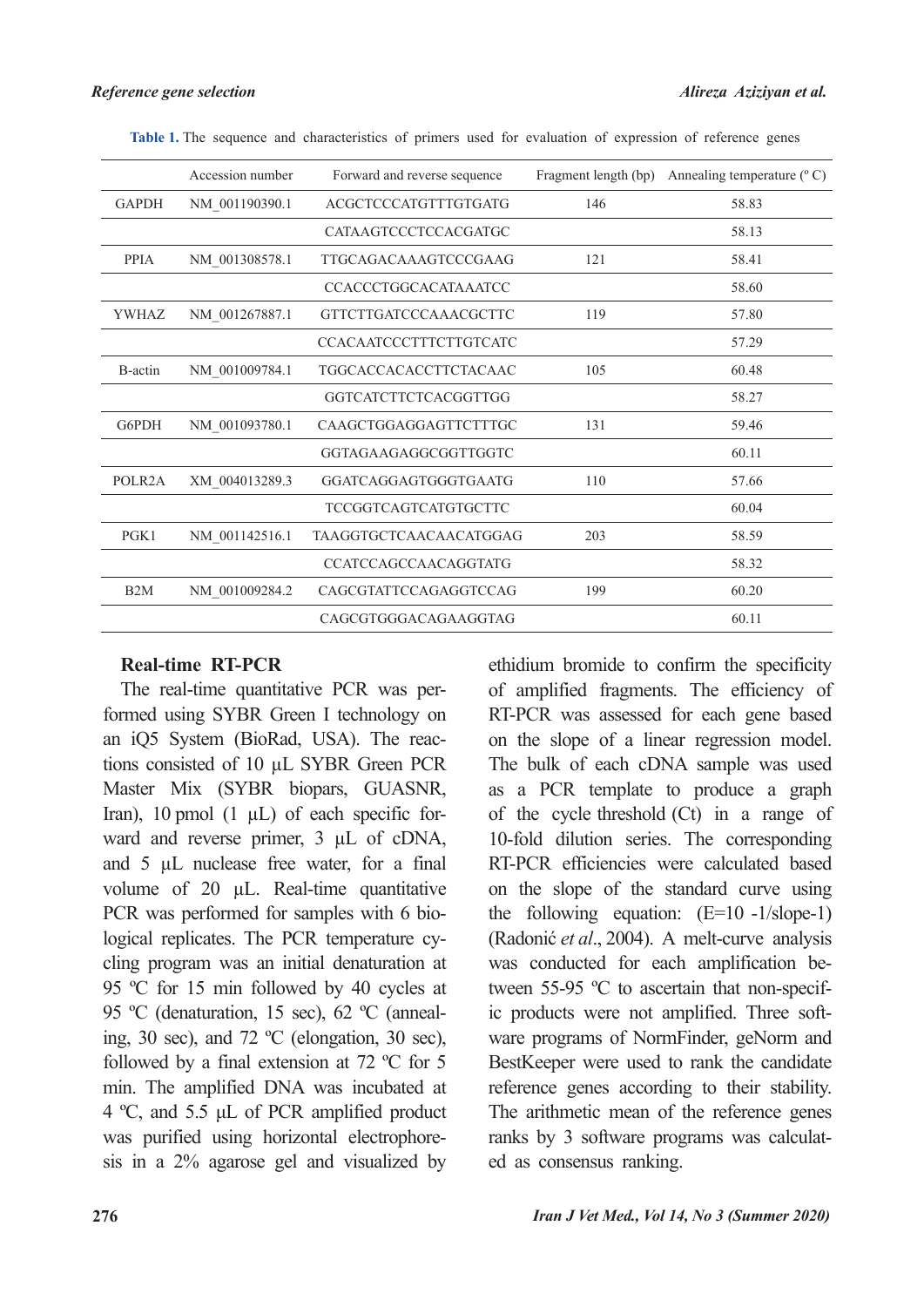**Table 1.** The sequence and characteristics of primers used for evaluation of expression of reference genes

| | Accession number | Forward and reverse sequence | Fragment length (bp) | Annealing temperature (º C) |
|---|---|---|---|---|
| GAPDH | NM_001190390.1 | ACGCTCCCATGTTTGTGATG | 146 | 58.83 |
| | | CATAAGTCCCTCCACGATGC | | 58.13 |
| PPIA | NM_001308578.1 | TTGCAGACAAAGTCCCGAAG | 121 | 58.41 |
| | | CCACCCTGGCACATAAATCC | | 58.60 |
| YWHAZ | NM_001267887.1 | GTTCTTGATCCCAAACGCTTC | 119 | 57.80 |
| | | CCACAATCCCTTTCTTGTCATC | | 57.29 |
| B-actin | NM_001009784.1 | TGGCACCACACCTTCTACAAC | 105 | 60.48 |
| | | GGTCATCTTCTCACGGTTGG | | 58.27 |
| G6PDH | NM_001093780.1 | CAAGCTGGAGGAGTTCTTTGC | 131 | 59.46 |
| | | GGTAGAAGAGGCGGTTGGTC | | 60.11 |
| POLR2A | XM_004013289.3 | GGATCAGGAGTGGGTGAATG | 110 | 57.66 |
| | | TCCGGTCAGTCATGTGCTTC | | 60.04 |
| PGK1 | NM_001142516.1 | TAAGGTGCTCAACAACATGGAG | 203 | 58.59 |
| | | CCATCCAGCCAACAGGTATG | | 58.32 |
| B2M | NM_001009284.2 | CAGCGTATTCCAGAGGTCCAG | 199 | 60.20 |
| | | CAGCGTGGGACAGAAGGTAG | | 60.11 |

**Real-time RT-PCR**

The real-time quantitative PCR was performed using SYBR Green I technology on an iQ5 System (BioRad, USA). The reactions consisted of 10 µL SYBR Green PCR Master Mix (SYBR biopars, GUASNR, Iran), 10 pmol (1 µL) of each specific forward and reverse primer, 3 µL of cDNA, and 5 µL nuclease free water, for a final volume of 20 µL. Real-time quantitative PCR was performed for samples with 6 biological replicates. The PCR temperature cycling program was an initial denaturation at 95 ºC for 15 min followed by 40 cycles at 95 ºC (denaturation, 15 sec), 62 ºC (annealing, 30 sec), and 72 ºC (elongation, 30 sec), followed by a final extension at 72 ºC for 5 min. The amplified DNA was incubated at 4 ºC, and 5.5 µL of PCR amplified product was purified using horizontal electrophoresis in a 2% agarose gel and visualized by ethidium bromide to confirm the specificity of amplified fragments. The efficiency of RT-PCR was assessed for each gene based on the slope of a linear regression model. The bulk of each cDNA sample was used as a PCR template to produce a graph of the cycle threshold (Ct) in a range of 10-fold dilution series. The corresponding RT-PCR efficiencies were calculated based on the slope of the standard curve using the following equation: (E=10 -1/slope-1) (Radonić *et al*., 2004). A melt-curve analysis was conducted for each amplification between 55-95 ºC to ascertain that non-specific products were not amplified. Three software programs of NormFinder, geNorm and BestKeeper were used to rank the candidate reference genes according to their stability. The arithmetic mean of the reference genes ranks by 3 software programs was calculated as consensus ranking.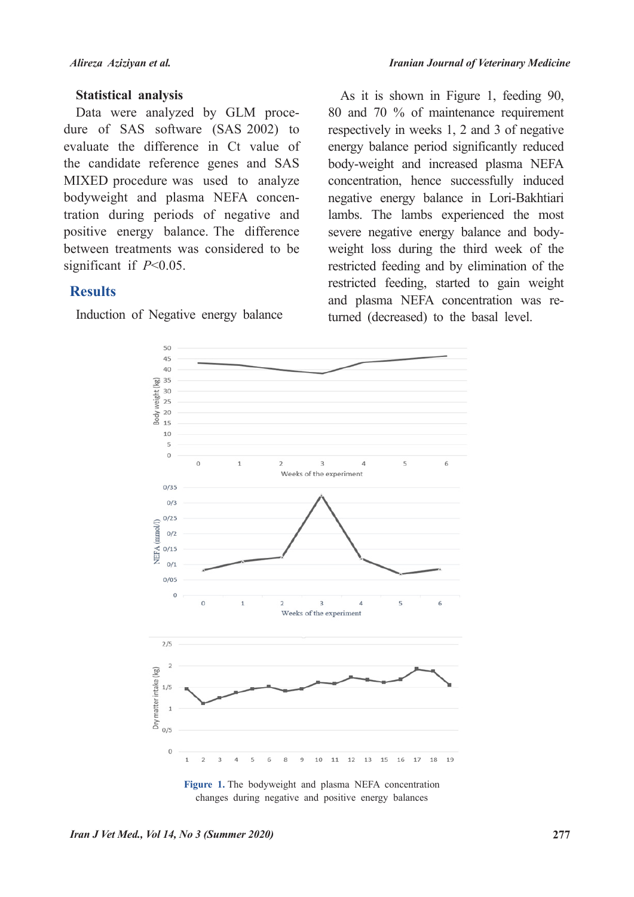### Statistical analysis

Data were analyzed by GLM procedure of SAS software (SAS 2002) to evaluate the difference in Ct value of the candidate reference genes and SAS MIXED procedure was used to analyze bodyweight and plasma NEFA concentration during periods of negative and positive energy balance. The difference between treatments was considered to be significant if *P*<0.05.

## Results

Induction of Negative energy balance

As it is shown in Figure 1, feeding 90, 80 and 70 % of maintenance requirement respectively in weeks 1, 2 and 3 of negative energy balance period significantly reduced body-weight and increased plasma NEFA concentration, hence successfully induced negative energy balance in Lori-Bakhtiari lambs. The lambs experienced the most severe negative energy balance and body-weight loss during the third week of the restricted feeding and by elimination of the restricted feeding, started to gain weight and plasma NEFA concentration was returned (decreased) to the basal level.

**Figure 1.** The bodyweight and plasma NEFA concentration changes during negative and positive energy balances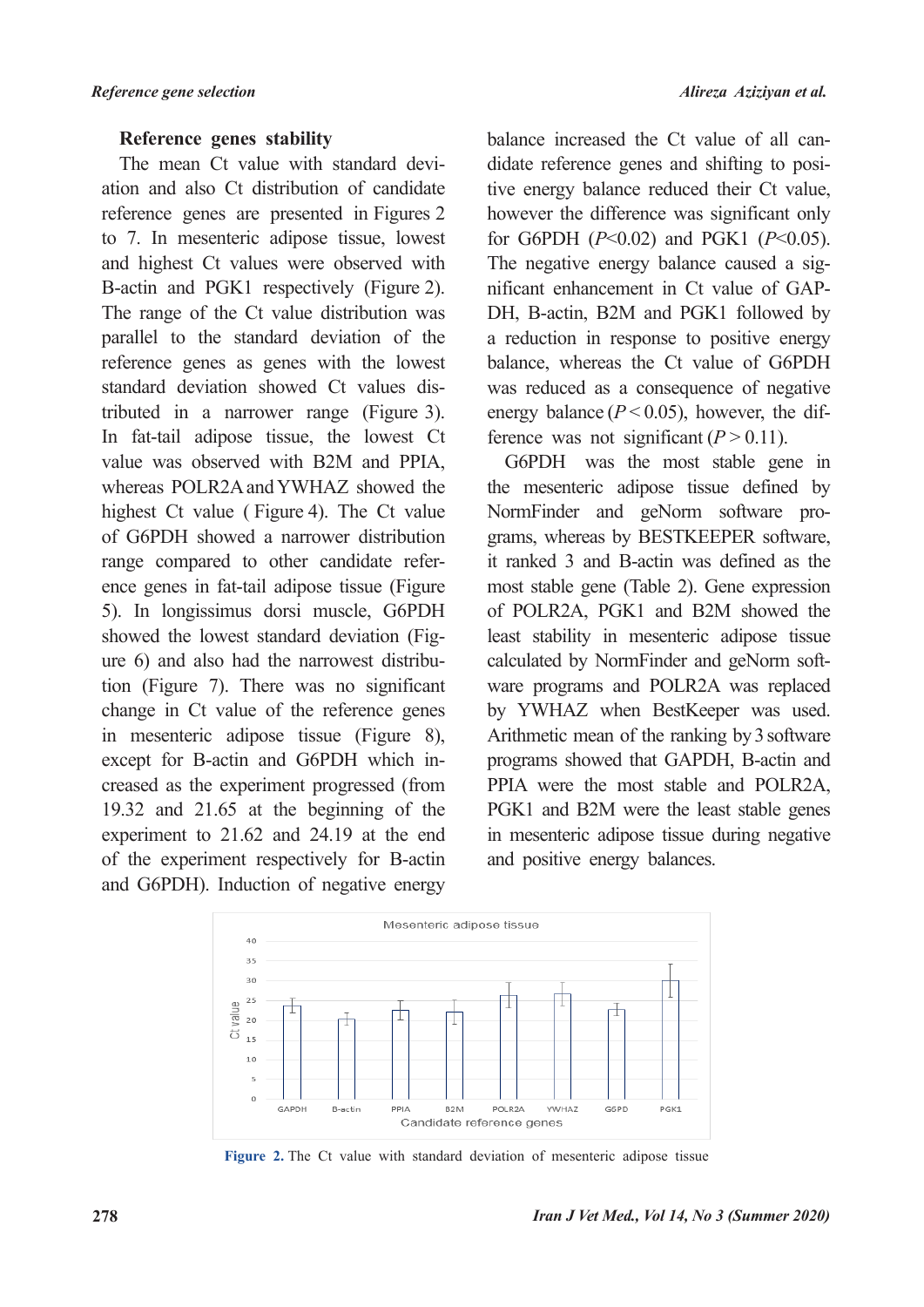### Reference genes stability

The mean Ct value with standard deviation and also Ct distribution of candidate reference genes are presented in Figures 2 to 7. In mesenteric adipose tissue, lowest and highest Ct values were observed with B-actin and PGK1 respectively (Figure 2). The range of the Ct value distribution was parallel to the standard deviation of the reference genes as genes with the lowest standard deviation showed Ct values distributed in a narrower range (Figure 3). In fat-tail adipose tissue, the lowest Ct value was observed with B2M and PPIA, whereas POLR2A and YWHAZ showed the highest Ct value ( Figure 4). The Ct value of G6PDH showed a narrower distribution range compared to other candidate reference genes in fat-tail adipose tissue (Figure 5). In longissimus dorsi muscle, G6PDH showed the lowest standard deviation (Figure 6) and also had the narrowest distribution (Figure 7). There was no significant change in Ct value of the reference genes in mesenteric adipose tissue (Figure 8), except for B-actin and G6PDH which increased as the experiment progressed (from 19.32 and 21.65 at the beginning of the experiment to 21.62 and 24.19 at the end of the experiment respectively for B-actin and G6PDH). Induction of negative energy balance increased the Ct value of all candidate reference genes and shifting to positive energy balance reduced their Ct value, however the difference was significant only for G6PDH ($P$<0.02) and PGK1 ($P$<0.05). The negative energy balance caused a significant enhancement in Ct value of GAPDH, B-actin, B2M and PGK1 followed by a reduction in response to positive energy balance, whereas the Ct value of G6PDH was reduced as a consequence of negative energy balance ($P < 0.05$), however, the difference was not significant ($P > 0.11$).

G6PDH was the most stable gene in the mesenteric adipose tissue defined by NormFinder and geNorm software programs, whereas by BESTKEEPER software, it ranked 3 and B-actin was defined as the most stable gene (Table 2). Gene expression of POLR2A, PGK1 and B2M showed the least stability in mesenteric adipose tissue calculated by NormFinder and geNorm software programs and POLR2A was replaced by YWHAZ when BestKeeper was used. Arithmetic mean of the ranking by 3 software programs showed that GAPDH, B-actin and PPIA were the most stable and POLR2A, PGK1 and B2M were the least stable genes in mesenteric adipose tissue during negative and positive energy balances.

**Figure 2.** The Ct value with standard deviation of mesenteric adipose tissue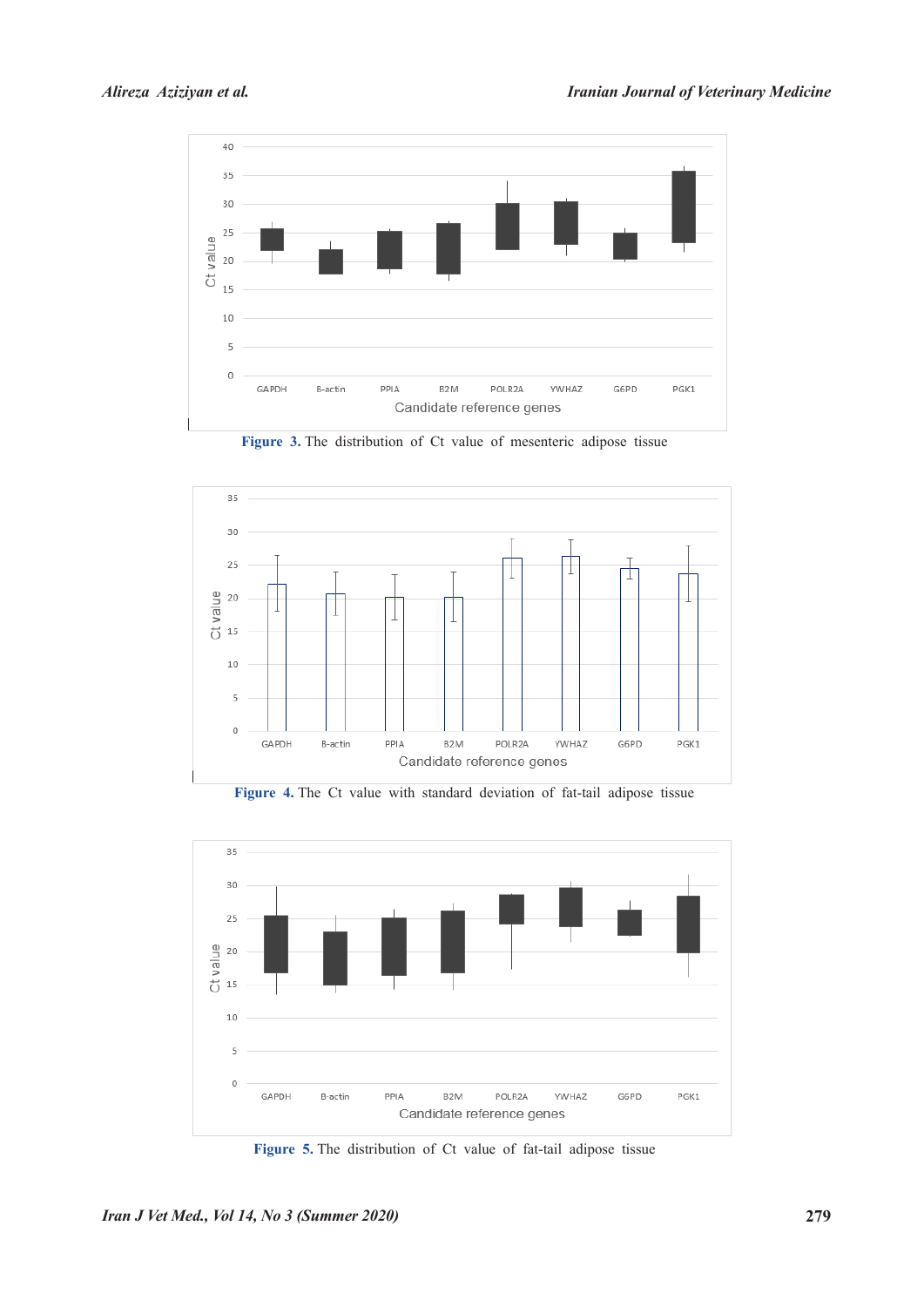**Figure 3.** The distribution of Ct value of mesenteric adipose tissue

**Figure 4.** The Ct value with standard deviation of fat-tail adipose tissue

**Figure 5.** The distribution of Ct value of fat-tail adipose tissue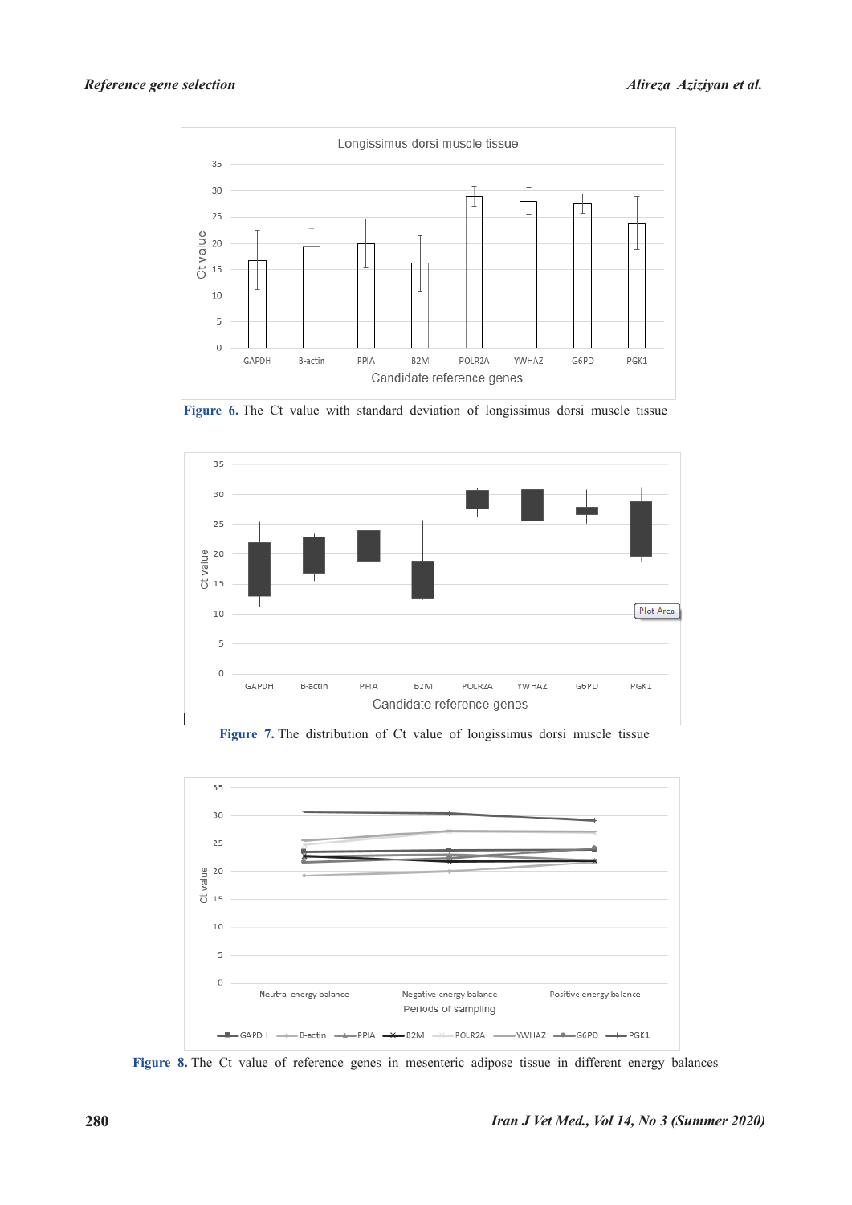**Figure 6.** The Ct value with standard deviation of longissimus dorsi muscle tissue

**Figure 7.** The distribution of Ct value of longissimus dorsi muscle tissue

**Figure 8.** The Ct value of reference genes in mesenteric adipose tissue in different energy balances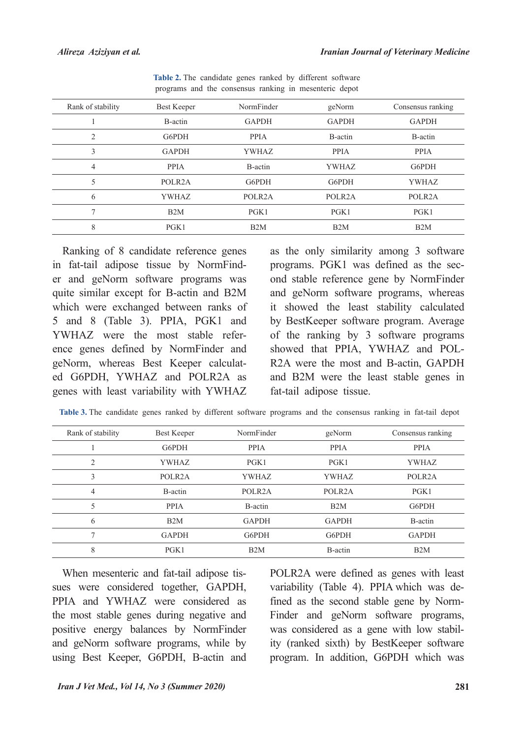**Table 2.** The candidate genes ranked by different software programs and the consensus ranking in mesenteric depot

| Rank of stability | Best Keeper | NormFinder | geNorm | Consensus ranking |
|---|---|---|---|---|
| 1 | B-actin | GAPDH | GAPDH | GAPDH |
| 2 | G6PDH | PPIA | B-actin | B-actin |
| 3 | GAPDH | YWHAZ | PPIA | PPIA |
| 4 | PPIA | B-actin | YWHAZ | G6PDH |
| 5 | POLR2A | G6PDH | G6PDH | YWHAZ |
| 6 | YWHAZ | POLR2A | POLR2A | POLR2A |
| 7 | B2M | PGK1 | PGK1 | PGK1 |
| 8 | PGK1 | B2M | B2M | B2M |

Ranking of 8 candidate reference genes in fat-tail adipose tissue by NormFinder and geNorm software programs was quite similar except for B-actin and B2M which were exchanged between ranks of 5 and 8 (Table 3). PPIA, PGK1 and YWHAZ were the most stable reference genes defined by NormFinder and geNorm, whereas Best Keeper calculated G6PDH, YWHAZ and POLR2A as genes with least variability with YWHAZ as the only similarity among 3 software programs. PGK1 was defined as the second stable reference gene by NormFinder and geNorm software programs, whereas it showed the least stability calculated by BestKeeper software program. Average of the ranking by 3 software programs showed that PPIA, YWHAZ and POLR2A were the most and B-actin, GAPDH and B2M were the least stable genes in fat-tail adipose tissue.

**Table 3.** The candidate genes ranked by different software programs and the consensus ranking in fat-tail depot

| Rank of stability | Best Keeper | NormFinder | geNorm | Consensus ranking |
|---|---|---|---|---|
| 1 | G6PDH | PPIA | PPIA | PPIA |
| 2 | YWHAZ | PGK1 | PGK1 | YWHAZ |
| 3 | POLR2A | YWHAZ | YWHAZ | POLR2A |
| 4 | B-actin | POLR2A | POLR2A | PGK1 |
| 5 | PPIA | B-actin | B2M | G6PDH |
| 6 | B2M | GAPDH | GAPDH | B-actin |
| 7 | GAPDH | G6PDH | G6PDH | GAPDH |
| 8 | PGK1 | B2M | B-actin | B2M |

When mesenteric and fat-tail adipose tissues were considered together, GAPDH, PPIA and YWHAZ were considered as the most stable genes during negative and positive energy balances by NormFinder and geNorm software programs, while by using Best Keeper, G6PDH, B-actin and POLR2A were defined as genes with least variability (Table 4). PPIA which was defined as the second stable gene by NormFinder and geNorm software programs, was considered as a gene with low stability (ranked sixth) by BestKeeper software program. In addition, G6PDH which was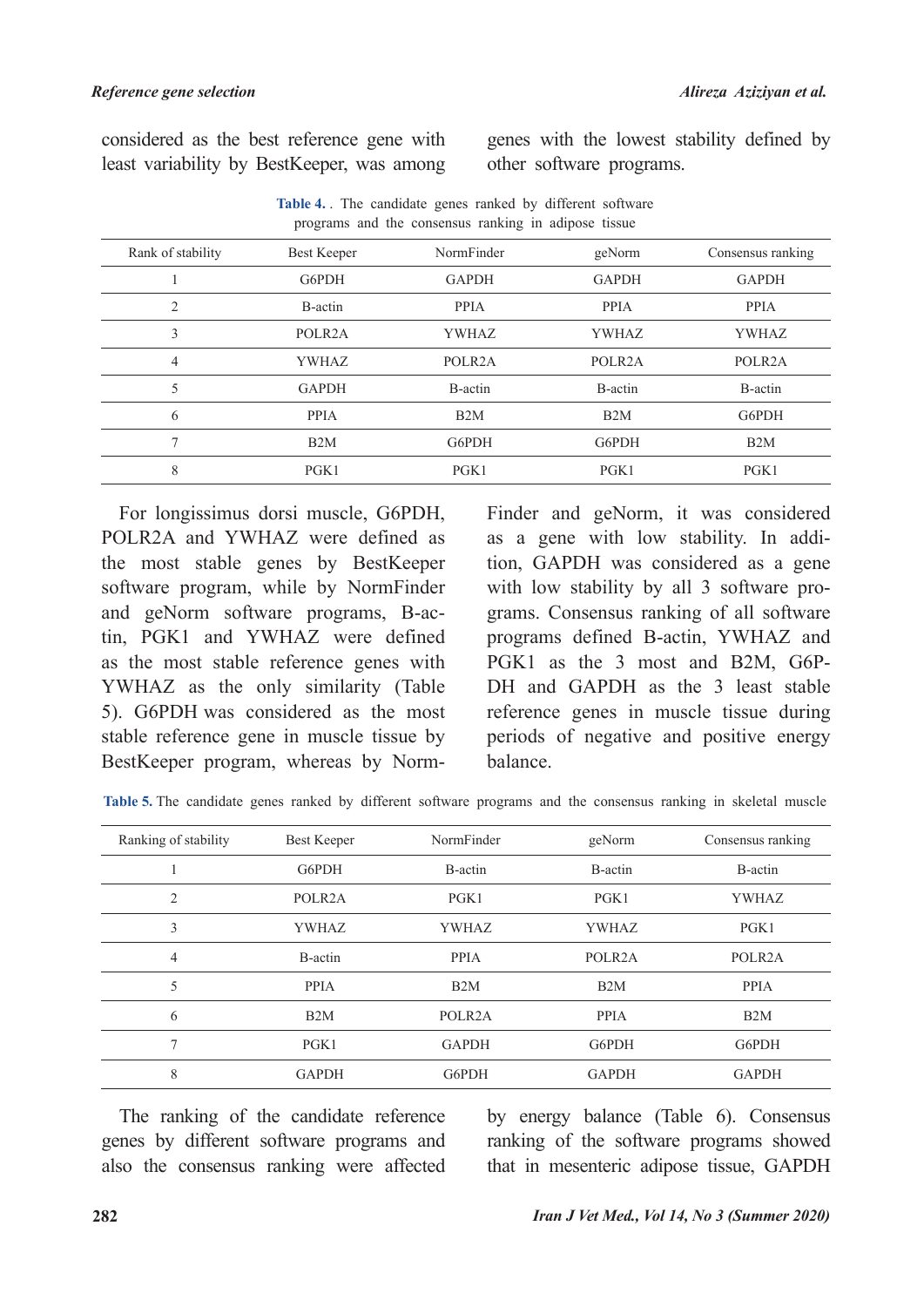considered as the best reference gene with least variability by BestKeeper, was among genes with the lowest stability defined by other software programs.

**Table 4.** . The candidate genes ranked by different software programs and the consensus ranking in adipose tissue

| Rank of stability | Best Keeper | NormFinder | geNorm | Consensus ranking |
|---|---|---|---|---|
| 1 | G6PDH | GAPDH | GAPDH | GAPDH |
| 2 | B-actin | PPIA | PPIA | PPIA |
| 3 | POLR2A | YWHAZ | YWHAZ | YWHAZ |
| 4 | YWHAZ | POLR2A | POLR2A | POLR2A |
| 5 | GAPDH | B-actin | B-actin | B-actin |
| 6 | PPIA | B2M | B2M | G6PDH |
| 7 | B2M | G6PDH | G6PDH | B2M |
| 8 | PGK1 | PGK1 | PGK1 | PGK1 |

For longissimus dorsi muscle, G6PDH, POLR2A and YWHAZ were defined as the most stable genes by BestKeeper software program, while by NormFinder and geNorm software programs, B-actin, PGK1 and YWHAZ were defined as the most stable reference genes with YWHAZ as the only similarity (Table 5). G6PDH was considered as the most stable reference gene in muscle tissue by BestKeeper program, whereas by NormFinder and geNorm, it was considered as a gene with low stability. In addition, GAPDH was considered as a gene with low stability by all 3 software programs. Consensus ranking of all software programs defined B-actin, YWHAZ and PGK1 as the 3 most and B2M, G6PDH and GAPDH as the 3 least stable reference genes in muscle tissue during periods of negative and positive energy balance.

**Table 5.** The candidate genes ranked by different software programs and the consensus ranking in skeletal muscle

| Ranking of stability | Best Keeper | NormFinder | geNorm | Consensus ranking |
|---|---|---|---|---|
| 1 | G6PDH | B-actin | B-actin | B-actin |
| 2 | POLR2A | PGK1 | PGK1 | YWHAZ |
| 3 | YWHAZ | YWHAZ | YWHAZ | PGK1 |
| 4 | B-actin | PPIA | POLR2A | POLR2A |
| 5 | PPIA | B2M | B2M | PPIA |
| 6 | B2M | POLR2A | PPIA | B2M |
| 7 | PGK1 | GAPDH | G6PDH | G6PDH |
| 8 | GAPDH | G6PDH | GAPDH | GAPDH |

The ranking of the candidate reference genes by different software programs and also the consensus ranking were affected by energy balance (Table 6). Consensus ranking of the software programs showed that in mesenteric adipose tissue, GAPDH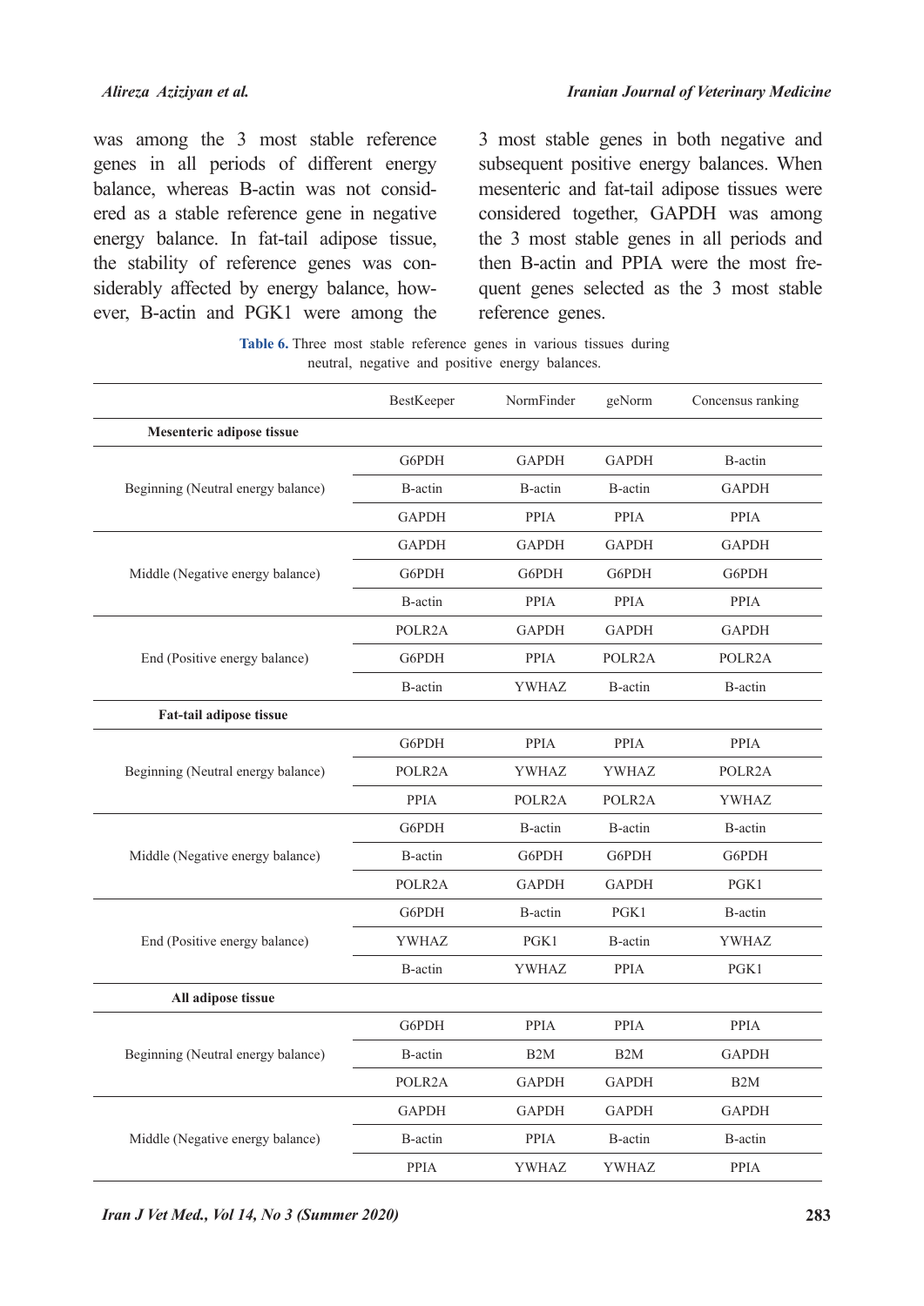was among the 3 most stable reference genes in all periods of different energy balance, whereas B-actin was not considered as a stable reference gene in negative energy balance. In fat-tail adipose tissue, the stability of reference genes was considerably affected by energy balance, however, B-actin and PGK1 were among the 3 most stable genes in both negative and subsequent positive energy balances. When mesenteric and fat-tail adipose tissues were considered together, GAPDH was among the 3 most stable genes in all periods and then B-actin and PPIA were the most frequent genes selected as the 3 most stable reference genes.

**Table 6.** Three most stable reference genes in various tissues during neutral, negative and positive energy balances.

| | BestKeeper | NormFinder | geNorm | Concensus ranking |
|---|---|---|---|---|
| **Mesenteric adipose tissue** | | | | |
| Beginning (Neutral energy balance) | G6PDH | GAPDH | GAPDH | B-actin |
| | B-actin | B-actin | B-actin | GAPDH |
| | GAPDH | PPIA | PPIA | PPIA |
| Middle (Negative energy balance) | GAPDH | GAPDH | GAPDH | GAPDH |
| | G6PDH | G6PDH | G6PDH | G6PDH |
| | B-actin | PPIA | PPIA | PPIA |
| End (Positive energy balance) | POLR2A | GAPDH | GAPDH | GAPDH |
| | G6PDH | PPIA | POLR2A | POLR2A |
| | B-actin | YWHAZ | B-actin | B-actin |
| **Fat-tail adipose tissue** | | | | |
| Beginning (Neutral energy balance) | G6PDH | PPIA | PPIA | PPIA |
| | POLR2A | YWHAZ | YWHAZ | POLR2A |
| | PPIA | POLR2A | POLR2A | YWHAZ |
| Middle (Negative energy balance) | G6PDH | B-actin | B-actin | B-actin |
| | B-actin | G6PDH | G6PDH | G6PDH |
| | POLR2A | GAPDH | GAPDH | PGK1 |
| End (Positive energy balance) | G6PDH | B-actin | PGK1 | B-actin |
| | YWHAZ | PGK1 | B-actin | YWHAZ |
| | B-actin | YWHAZ | PPIA | PGK1 |
| **All adipose tissue** | | | | |
| Beginning (Neutral energy balance) | G6PDH | PPIA | PPIA | PPIA |
| | B-actin | B2M | B2M | GAPDH |
| | POLR2A | GAPDH | GAPDH | B2M |
| Middle (Negative energy balance) | GAPDH | GAPDH | GAPDH | GAPDH |
| | B-actin | PPIA | B-actin | B-actin |
| | PPIA | YWHAZ | YWHAZ | PPIA |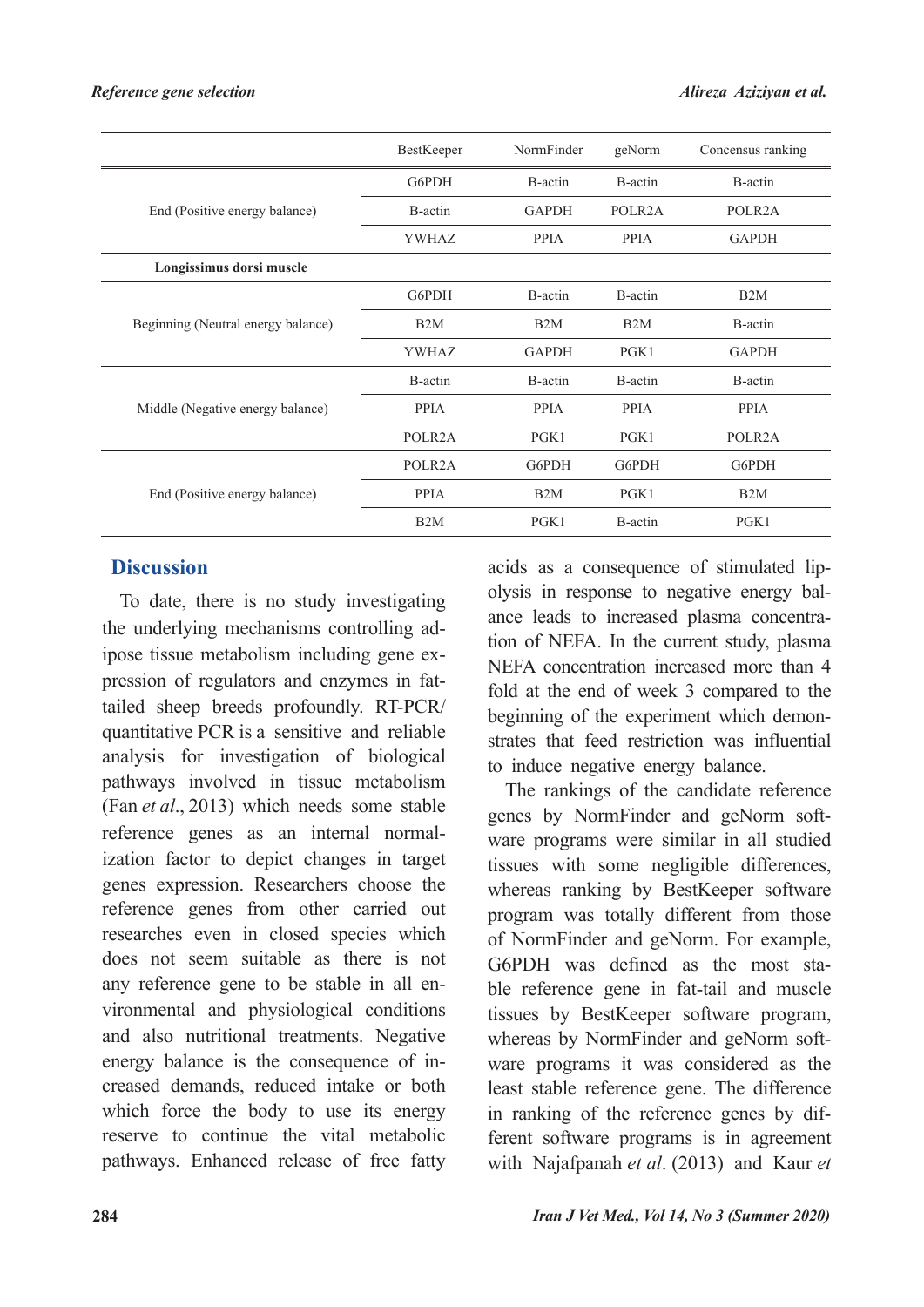| | BestKeeper | NormFinder | geNorm | Concensus ranking |
|---|---|---|---|---|
| End (Positive energy balance) | G6PDH | B-actin | B-actin | B-actin |
| | B-actin | GAPDH | POLR2A | POLR2A |
| | YWHAZ | PPIA | PPIA | GAPDH |
| **Longissimus dorsi muscle** | | | | |
| Beginning (Neutral energy balance) | G6PDH | B-actin | B-actin | B2M |
| | B2M | B2M | B2M | B-actin |
| | YWHAZ | GAPDH | PGK1 | GAPDH |
| Middle (Negative energy balance) | B-actin | B-actin | B-actin | B-actin |
| | PPIA | PPIA | PPIA | PPIA |
| | POLR2A | PGK1 | PGK1 | POLR2A |
| End (Positive energy balance) | POLR2A | G6PDH | G6PDH | G6PDH |
| | PPIA | B2M | PGK1 | B2M |
| | B2M | PGK1 | B-actin | PGK1 |

## Discussion

To date, there is no study investigating the underlying mechanisms controlling adipose tissue metabolism including gene expression of regulators and enzymes in fat-tailed sheep breeds profoundly. RT-PCR/quantitative PCR is a sensitive and reliable analysis for investigation of biological pathways involved in tissue metabolism (Fan *et al*., 2013) which needs some stable reference genes as an internal normalization factor to depict changes in target genes expression. Researchers choose the reference genes from other carried out researches even in closed species which does not seem suitable as there is not any reference gene to be stable in all environmental and physiological conditions and also nutritional treatments. Negative energy balance is the consequence of increased demands, reduced intake or both which force the body to use its energy reserve to continue the vital metabolic pathways. Enhanced release of free fatty acids as a consequence of stimulated lipolysis in response to negative energy balance leads to increased plasma concentration of NEFA. In the current study, plasma NEFA concentration increased more than 4 fold at the end of week 3 compared to the beginning of the experiment which demonstrates that feed restriction was influential to induce negative energy balance.

The rankings of the candidate reference genes by NormFinder and geNorm software programs were similar in all studied tissues with some negligible differences, whereas ranking by BestKeeper software program was totally different from those of NormFinder and geNorm. For example, G6PDH was defined as the most stable reference gene in fat-tail and muscle tissues by BestKeeper software program, whereas by NormFinder and geNorm software programs it was considered as the least stable reference gene. The difference in ranking of the reference genes by different software programs is in agreement with Najafpanah *et al*. (2013) and Kaur *et*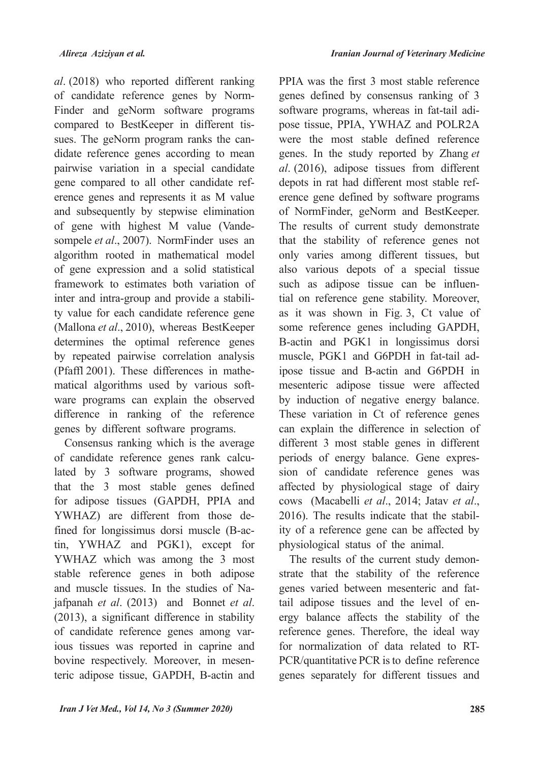*al*. (2018) who reported different ranking of candidate reference genes by NormFinder and geNorm software programs compared to BestKeeper in different tissues. The geNorm program ranks the candidate reference genes according to mean pairwise variation in a special candidate gene compared to all other candidate reference genes and represents it as M value and subsequently by stepwise elimination of gene with highest M value (Vandesompele *et al*., 2007). NormFinder uses an algorithm rooted in mathematical model of gene expression and a solid statistical framework to estimates both variation of inter and intra-group and provide a stability value for each candidate reference gene (Mallona *et al*., 2010), whereas BestKeeper determines the optimal reference genes by repeated pairwise correlation analysis (Pfaffl 2001). These differences in mathematical algorithms used by various software programs can explain the observed difference in ranking of the reference genes by different software programs.

Consensus ranking which is the average of candidate reference genes rank calculated by 3 software programs, showed that the 3 most stable genes defined for adipose tissues (GAPDH, PPIA and YWHAZ) are different from those defined for longissimus dorsi muscle (B-actin, YWHAZ and PGK1), except for YWHAZ which was among the 3 most stable reference genes in both adipose and muscle tissues. In the studies of Najafpanah *et al*. (2013) and Bonnet *et al*. (2013), a significant difference in stability of candidate reference genes among various tissues was reported in caprine and bovine respectively. Moreover, in mesenteric adipose tissue, GAPDH, B-actin and PPIA was the first 3 most stable reference genes defined by consensus ranking of 3 software programs, whereas in fat-tail adipose tissue, PPIA, YWHAZ and POLR2A were the most stable defined reference genes. In the study reported by Zhang *et al*. (2016), adipose tissues from different depots in rat had different most stable reference gene defined by software programs of NormFinder, geNorm and BestKeeper. The results of current study demonstrate that the stability of reference genes not only varies among different tissues, but also various depots of a special tissue such as adipose tissue can be influential on reference gene stability. Moreover, as it was shown in Fig. 3, Ct value of some reference genes including GAPDH, B-actin and PGK1 in longissimus dorsi muscle, PGK1 and G6PDH in fat-tail adipose tissue and B-actin and G6PDH in mesenteric adipose tissue were affected by induction of negative energy balance. These variation in Ct of reference genes can explain the difference in selection of different 3 most stable genes in different periods of energy balance. Gene expression of candidate reference genes was affected by physiological stage of dairy cows (Macabelli *et al*., 2014; Jatav *et al*., 2016). The results indicate that the stability of a reference gene can be affected by physiological status of the animal.

The results of the current study demonstrate that the stability of the reference genes varied between mesenteric and fat-tail adipose tissues and the level of energy balance affects the stability of the reference genes. Therefore, the ideal way for normalization of data related to RT-PCR/quantitative PCR is to define reference genes separately for different tissues and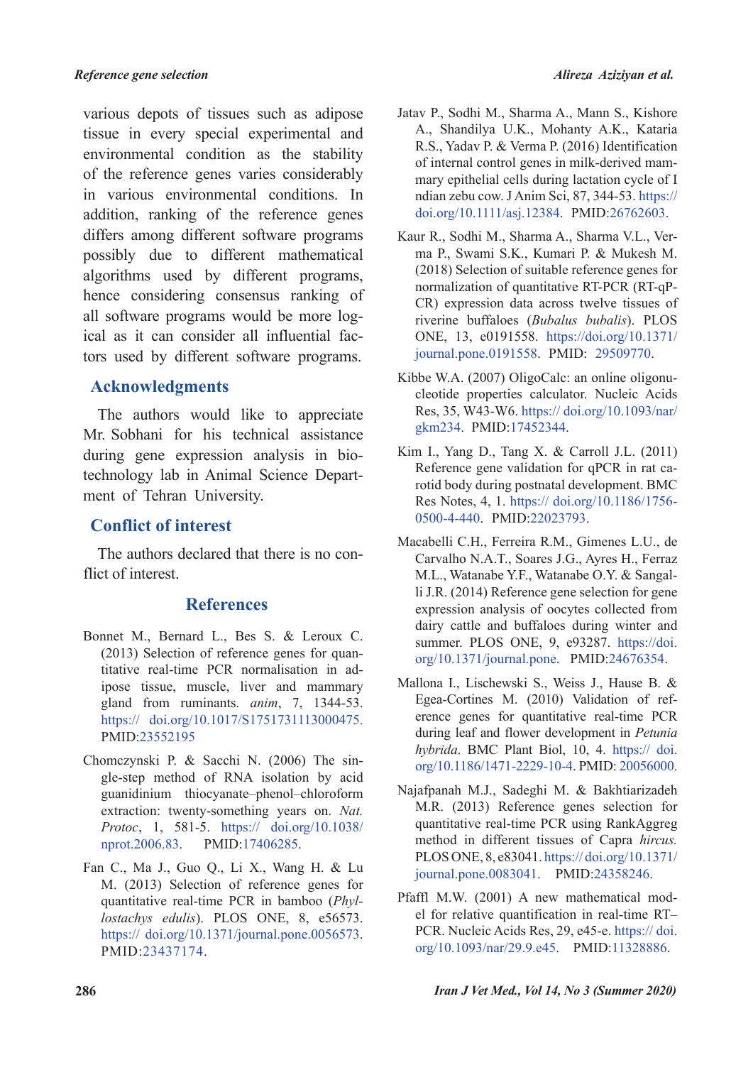various depots of tissues such as adipose tissue in every special experimental and environmental condition as the stability of the reference genes varies considerably in various environmental conditions. In addition, ranking of the reference genes differs among different software programs possibly due to different mathematical algorithms used by different programs, hence considering consensus ranking of all software programs would be more logical as it can consider all influential factors used by different software programs.

## Acknowledgments

The authors would like to appreciate Mr. Sobhani for his technical assistance during gene expression analysis in biotechnology lab in Animal Science Department of Tehran University.

## Conflict of interest

The authors declared that there is no conflict of interest.

## References

Bonnet M., Bernard L., Bes S. & Leroux C. (2013) Selection of reference genes for quantitative real-time PCR normalisation in adipose tissue, muscle, liver and mammary gland from ruminants. *anim*, 7, 1344-53. https:// doi.org/10.1017/S1751731113000475. PMID:23552195

Chomczynski P. & Sacchi N. (2006) The single-step method of RNA isolation by acid guanidinium thiocyanate–phenol–chloroform extraction: twenty-something years on. *Nat. Protoc*, 1, 581-5. https:// doi.org/10.1038/nprot.2006.83. PMID:17406285.

Fan C., Ma J., Guo Q., Li X., Wang H. & Lu M. (2013) Selection of reference genes for quantitative real-time PCR in bamboo (*Phyllostachys edulis*). PLOS ONE, 8, e56573. https:// doi.org/10.1371/journal.pone.0056573. PMID:23437174.

Jatav P., Sodhi M., Sharma A., Mann S., Kishore A., Shandilya U.K., Mohanty A.K., Kataria R.S., Yadav P. & Verma P. (2016) Identification of internal control genes in milk-derived mammary epithelial cells during lactation cycle of I ndian zebu cow. J Anim Sci, 87, 344-53. https:// doi.org/10.1111/asj.12384. PMID:26762603.

Kaur R., Sodhi M., Sharma A., Sharma V.L., Verma P., Swami S.K., Kumari P. & Mukesh M. (2018) Selection of suitable reference genes for normalization of quantitative RT-PCR (RT-qPCR) expression data across twelve tissues of riverine buffaloes (*Bubalus bubalis*). PLOS ONE, 13, e0191558. https://doi.org/10.1371/journal.pone.0191558. PMID: 29509770.

Kibbe W.A. (2007) OligoCalc: an online oligonucleotide properties calculator. Nucleic Acids Res, 35, W43-W6. https:// doi.org/10.1093/nar/gkm234. PMID:17452344.

Kim I., Yang D., Tang X. & Carroll J.L. (2011) Reference gene validation for qPCR in rat carotid body during postnatal development. BMC Res Notes, 4, 1. https:// doi.org/10.1186/1756-0500-4-440. PMID:22023793.

Macabelli C.H., Ferreira R.M., Gimenes L.U., de Carvalho N.A.T., Soares J.G., Ayres H., Ferraz M.L., Watanabe Y.F., Watanabe O.Y. & Sangalli J.R. (2014) Reference gene selection for gene expression analysis of oocytes collected from dairy cattle and buffaloes during winter and summer. PLOS ONE, 9, e93287. https://doi.org/10.1371/journal.pone. PMID:24676354.

Mallona I., Lischewski S., Weiss J., Hause B. & Egea-Cortines M. (2010) Validation of reference genes for quantitative real-time PCR during leaf and flower development in *Petunia hybrida*. BMC Plant Biol, 10, 4. https:// doi.org/10.1186/1471-2229-10-4. PMID: 20056000.

Najafpanah M.J., Sadeghi M. & Bakhtiarizadeh M.R. (2013) Reference genes selection for quantitative real-time PCR using RankAggreg method in different tissues of Capra *hircus.* PLOS ONE, 8, e83041. https:// doi.org/10.1371/journal.pone.0083041. PMID:24358246.

Pfaffl M.W. (2001) A new mathematical model for relative quantification in real-time RT–PCR. Nucleic Acids Res, 29, e45-e. https:// doi.org/10.1093/nar/29.9.e45. PMID:11328886.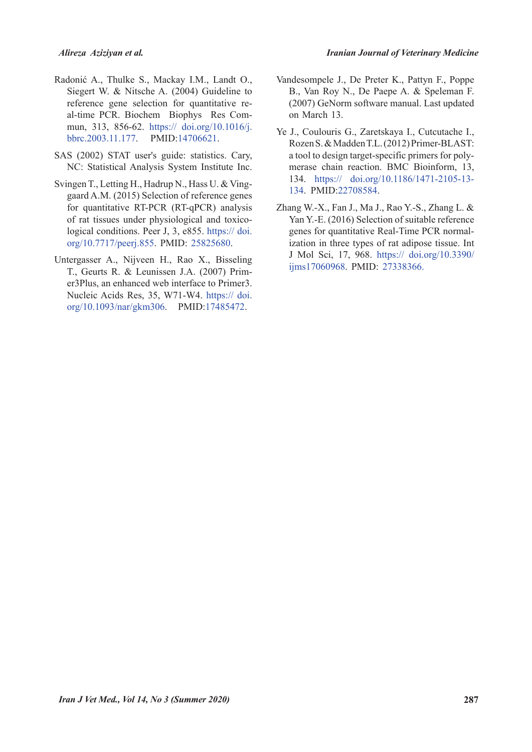Radonić A., Thulke S., Mackay I.M., Landt O., Siegert W. & Nitsche A. (2004) Guideline to reference gene selection for quantitative real-time PCR. Biochem Biophys Res Commun, 313, 856-62. https:// doi.org/10.1016/j.bbrc.2003.11.177. PMID:14706621.

SAS (2002) STAT user's guide: statistics. Cary, NC: Statistical Analysis System Institute Inc.

Svingen T., Letting H., Hadrup N., Hass U. & Vinggaard A.M. (2015) Selection of reference genes for quantitative RT-PCR (RT-qPCR) analysis of rat tissues under physiological and toxicological conditions. Peer J, 3, e855. https:// doi.org/10.7717/peerj.855. PMID: 25825680.

Untergasser A., Nijveen H., Rao X., Bisseling T., Geurts R. & Leunissen J.A. (2007) Primer3Plus, an enhanced web interface to Primer3. Nucleic Acids Res, 35, W71-W4. https:// doi.org/10.1093/nar/gkm306. PMID:17485472.

Vandesompele J., De Preter K., Pattyn F., Poppe B., Van Roy N., De Paepe A. & Speleman F. (2007) GeNorm software manual. Last updated on March 13.

Ye J., Coulouris G., Zaretskaya I., Cutcutache I., Rozen S. & Madden T.L. (2012) Primer-BLAST: a tool to design target-specific primers for polymerase chain reaction. BMC Bioinform, 13, 134. https:// doi.org/10.1186/1471-2105-13-134. PMID:22708584.

Zhang W.-X., Fan J., Ma J., Rao Y.-S., Zhang L. & Yan Y.-E. (2016) Selection of suitable reference genes for quantitative Real-Time PCR normalization in three types of rat adipose tissue. Int J Mol Sci, 17, 968. https:// doi.org/10.3390/ijms17060968. PMID: 27338366.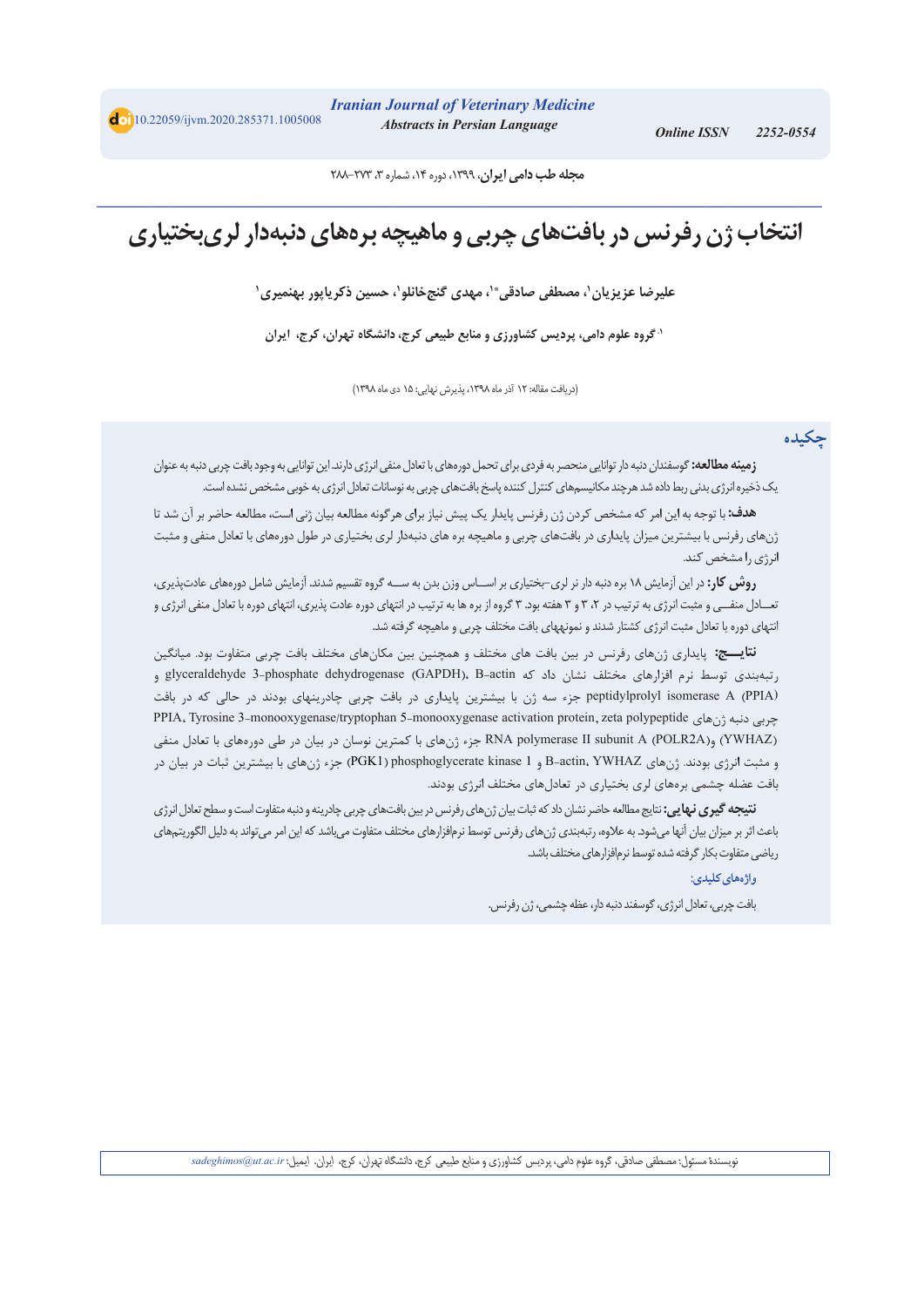**مجله طب دامی ایران**، ۱۳۹۹، دوره ۱۴، شماره ۳، ۲۸۸-۲۷۳

# انتخاب ژن رفرنس در بافت‌های چربی و ماهیچه بره‌های دنبه‌دار لری‌بختیاری

**علیرضا عزیزیان**[۱]**، مصطفی صادقی**[*۱]**، مهدی گنج‌خانلو**[۱]**، حسین ذکریاپور بهنمیری**[۱]

[۱] **گروه علوم دامی، پردیس کشاورزی و منابع طبیعی کرج، دانشگاه تهران، کرج، ایران**

(دریافت مقاله: ۱۲ آذر ماه ۱۳۹۸، پذیرش نهایی: ۱۵ دی ماه ۱۳۹۸)

## چکیده

**زمینه مطالعه:** گوسفندان دنبه دار توانایی منحصر به فردی برای تحمل دوره‌های با تعادل منفی انرژی دارند. این توانایی به وجود بافت چربی دنبه به عنوان یک ذخیره انرژی بدنی ربط داده شد هرچند مکانیسم‌های کنترل کننده پاسخ بافت‌های چربی به نوسانات تعادل انرژی به خوبی مشخص نشده است.

**هدف:** با توجه به این امر که مشخص کردن ژن رفرنس پایدار یک پیش نیاز برای هرگونه مطالعه بیان ژنی است، مطالعه حاضر بر آن شد تا ژن‌های رفرنس با بیشترین میزان پایداری در بافت‌های چربی و ماهیچه بره های دنبه‌دار لری بختیاری در طول دوره‌های با تعادل منفی و مثبت انرژی را مشخص کند.

**روش کار:** در این آزمایش ۱۸ بره دنبه دار نر لری-بختیاری بر اســاس وزن بدن به ســه گروه تقسیم شدند. آزمایش شامل دوره‌های عادت‌پذیری، تعــادل منفــی و مثبت انرژی به ترتیب در ۲، ۳ و ۳ هفته بود. ۳ گروه از بره ها به ترتیب در انتهای دوره عادت پذیری، انتهای دوره با تعادل منفی انرژی و انتهای دوره با تعادل مثبت انرژی کشتار شدند و نمونههای بافت مختلف چربی و ماهیچه گرفته شد.

**نتایــج:** پایداری ژن‌های رفرنس در بین بافت های مختلف و همچنین بین مکان‌های مختلف بافت چربی متفاوت بود. میانگین رتبه‌بندی توسط نرم افزارهای مختلف نشان داد که B-actin، glyceraldehyde 3-phosphate dehydrogenase (GAPDH) و peptidylprolyl isomerase A (PPIA) جزء سه ژن با بیشترین پایداری در بافت چربی چادرینها بودند در حالی که در بافت چربی دنبه ژن‌های PPIA، Tyrosine 3-monooxygenase/tryptophan 5-monooxygenase activation protein, zeta polypeptide (YWHAZ) و (POLR2A) RNA polymerase II subunit A جزء ژن‌های با کمترین نوسان در بیان در طی دوره‌های با تعادل منفی و مثبت انرژی بودند. ژن‌های YWHAZ، B-actin و phosphoglycerate kinase 1 (PGK1) جزء ژن‌های با بیشترین ثبات در بیان در بافت عضله چشمی بره‌های لری بختیاری در تعادل‌های مختلف انرژی بودند.

**نتیجه گیری نهایی:** نتایج مطالعه حاضر نشان داد که ثبات بیان ژن‌های رفرنس در بین بافت‌های چربی چادرینه و دنبه متفاوت است و سطح تعادل انرژی باعث اثر بر میزان بیان آنها می‌شود. به علاوه، رتبه‌بندی ژن‌های رفرنس توسط نرم‌افزارهای مختلف متفاوت می‌باشد که این امر می‌تواند به دلیل الگوریتم‌های ریاضی متفاوت بکار گرفته شده توسط نرم‌افزارهای مختلف باشد.

**واژه‌های کلیدی:**

بافت چربی، تعادل انرژی، گوسفند دنبه دار، عظه چشمی، ژن رفرنس.

---

نویسندۀ مسئول: مصطفی صادقی، گروه علوم دامی، پردیس کشاورزی و منابع طبیعی کرج، دانشگاه تهران، کرج، ایران. ایمیل: sadeghimos@ut.ac.ir